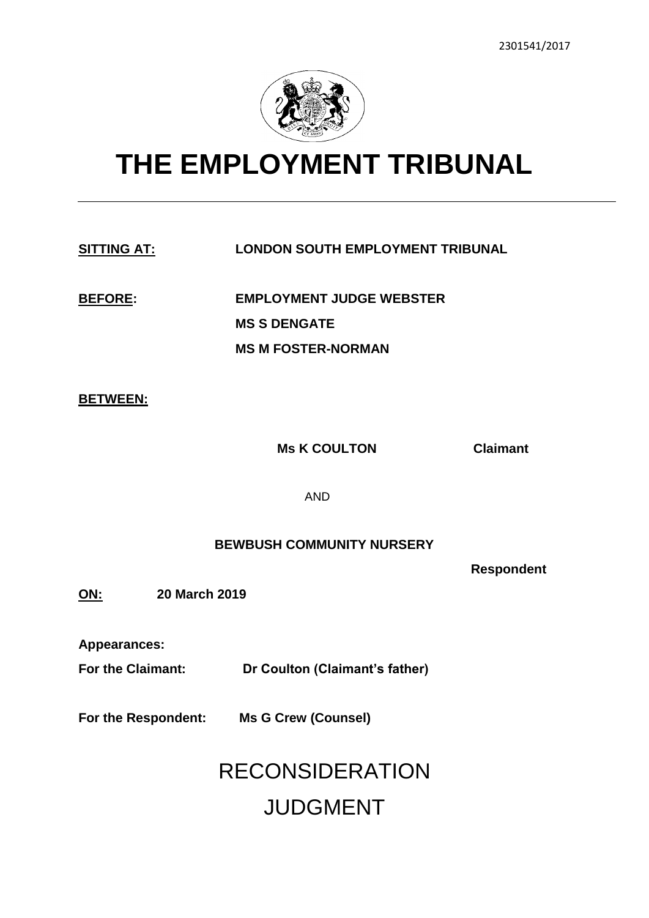2301541/2017

# THE EMPLOYMENT TRIBUNAL

**SITTING AT:** **LONDON SOUTH EMPLOYMENT TRIBUNAL**

**BEFORE:** **EMPLOYMENT JUDGE WEBSTER**
**MS S DENGATE**
**MS M FOSTER-NORMAN**

**BETWEEN:**

**Ms K COULTON** **Claimant**

AND

**BEWBUSH COMMUNITY NURSERY**

**Respondent**

**ON:** **20 March 2019**

**Appearances:**

**For the Claimant:** **Dr Coulton (Claimant's father)**

**For the Respondent:** **Ms G Crew (Counsel)**

# RECONSIDERATION JUDGMENT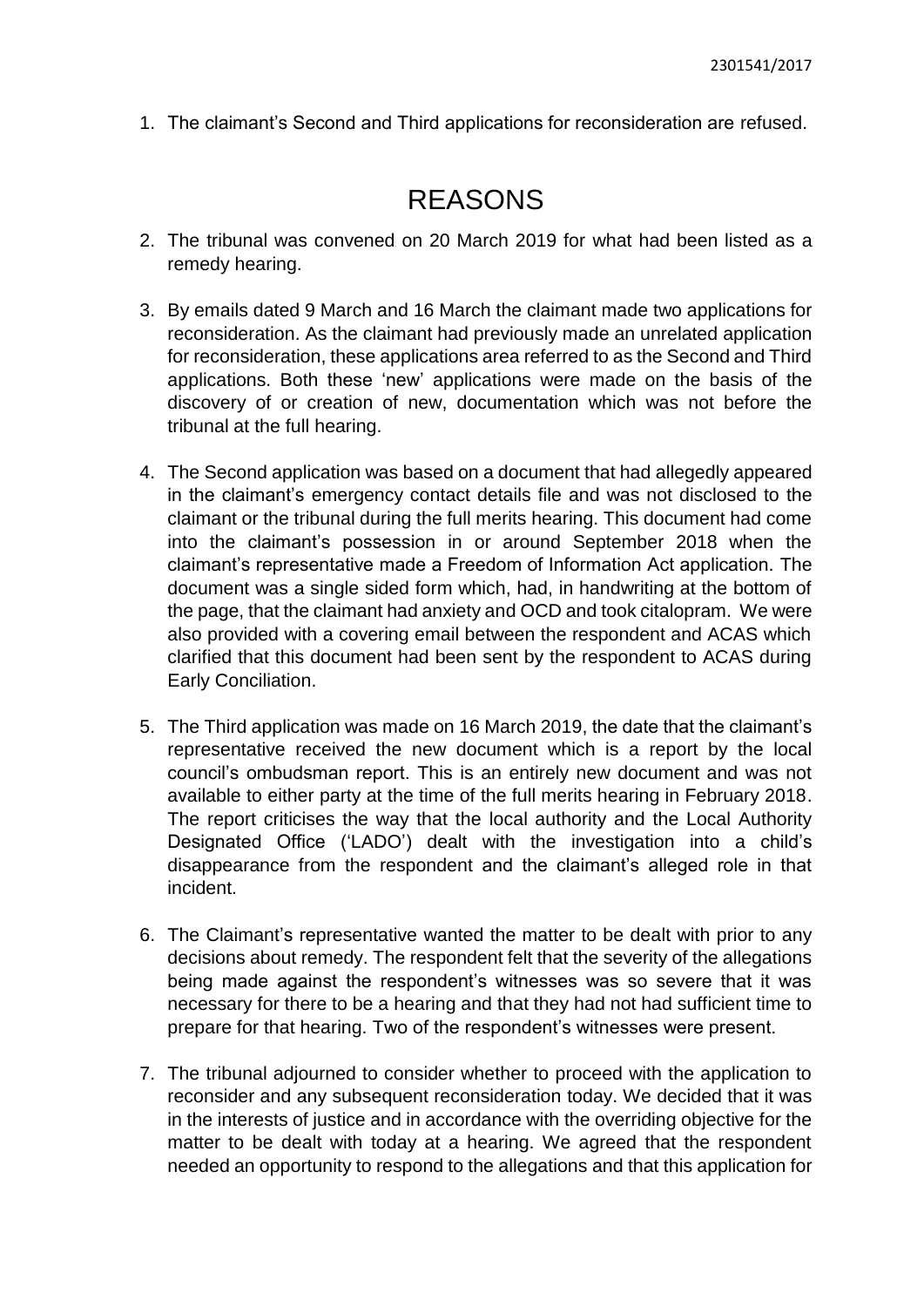1. The claimant's Second and Third applications for reconsideration are refused.

# REASONS

2. The tribunal was convened on 20 March 2019 for what had been listed as a remedy hearing.

3. By emails dated 9 March and 16 March the claimant made two applications for reconsideration. As the claimant had previously made an unrelated application for reconsideration, these applications area referred to as the Second and Third applications. Both these 'new' applications were made on the basis of the discovery of or creation of new, documentation which was not before the tribunal at the full hearing.

4. The Second application was based on a document that had allegedly appeared in the claimant's emergency contact details file and was not disclosed to the claimant or the tribunal during the full merits hearing. This document had come into the claimant's possession in or around September 2018 when the claimant's representative made a Freedom of Information Act application. The document was a single sided form which, had, in handwriting at the bottom of the page, that the claimant had anxiety and OCD and took citalopram. We were also provided with a covering email between the respondent and ACAS which clarified that this document had been sent by the respondent to ACAS during Early Conciliation.

5. The Third application was made on 16 March 2019, the date that the claimant's representative received the new document which is a report by the local council's ombudsman report. This is an entirely new document and was not available to either party at the time of the full merits hearing in February 2018. The report criticises the way that the local authority and the Local Authority Designated Office ('LADO') dealt with the investigation into a child's disappearance from the respondent and the claimant's alleged role in that incident.

6. The Claimant's representative wanted the matter to be dealt with prior to any decisions about remedy. The respondent felt that the severity of the allegations being made against the respondent's witnesses was so severe that it was necessary for there to be a hearing and that they had not had sufficient time to prepare for that hearing. Two of the respondent's witnesses were present.

7. The tribunal adjourned to consider whether to proceed with the application to reconsider and any subsequent reconsideration today. We decided that it was in the interests of justice and in accordance with the overriding objective for the matter to be dealt with today at a hearing. We agreed that the respondent needed an opportunity to respond to the allegations and that this application for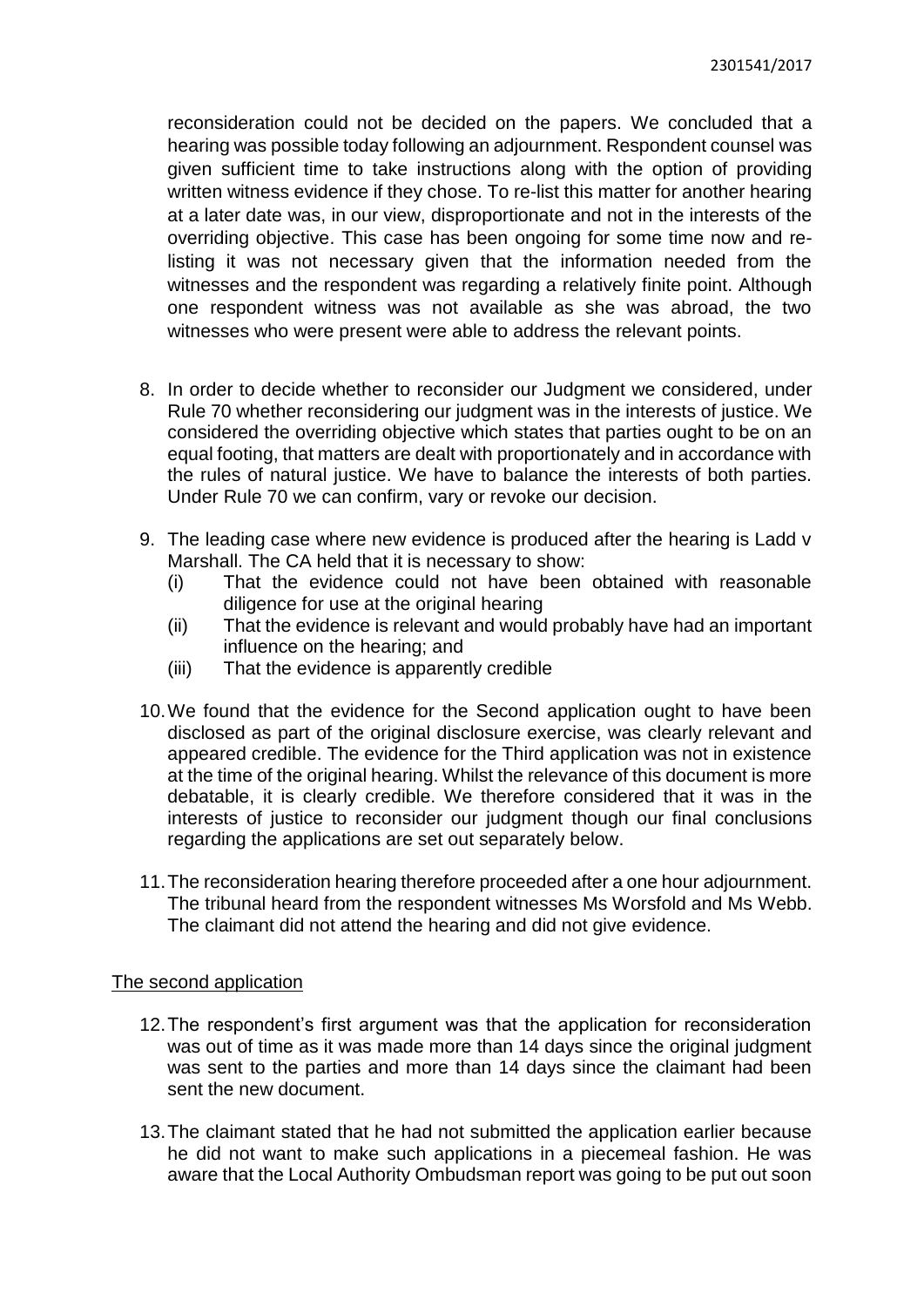reconsideration could not be decided on the papers. We concluded that a hearing was possible today following an adjournment. Respondent counsel was given sufficient time to take instructions along with the option of providing written witness evidence if they chose. To re-list this matter for another hearing at a later date was, in our view, disproportionate and not in the interests of the overriding objective. This case has been ongoing for some time now and re-listing it was not necessary given that the information needed from the witnesses and the respondent was regarding a relatively finite point. Although one respondent witness was not available as she was abroad, the two witnesses who were present were able to address the relevant points.

8. In order to decide whether to reconsider our Judgment we considered, under Rule 70 whether reconsidering our judgment was in the interests of justice. We considered the overriding objective which states that parties ought to be on an equal footing, that matters are dealt with proportionately and in accordance with the rules of natural justice. We have to balance the interests of both parties. Under Rule 70 we can confirm, vary or revoke our decision.

9. The leading case where new evidence is produced after the hearing is Ladd v Marshall. The CA held that it is necessary to show:
   (i) That the evidence could not have been obtained with reasonable diligence for use at the original hearing
   (ii) That the evidence is relevant and would probably have had an important influence on the hearing; and
   (iii) That the evidence is apparently credible

10. We found that the evidence for the Second application ought to have been disclosed as part of the original disclosure exercise, was clearly relevant and appeared credible. The evidence for the Third application was not in existence at the time of the original hearing. Whilst the relevance of this document is more debatable, it is clearly credible. We therefore considered that it was in the interests of justice to reconsider our judgment though our final conclusions regarding the applications are set out separately below.

11. The reconsideration hearing therefore proceeded after a one hour adjournment. The tribunal heard from the respondent witnesses Ms Worsfold and Ms Webb. The claimant did not attend the hearing and did not give evidence.

## The second application

12. The respondent's first argument was that the application for reconsideration was out of time as it was made more than 14 days since the original judgment was sent to the parties and more than 14 days since the claimant had been sent the new document.

13. The claimant stated that he had not submitted the application earlier because he did not want to make such applications in a piecemeal fashion. He was aware that the Local Authority Ombudsman report was going to be put out soon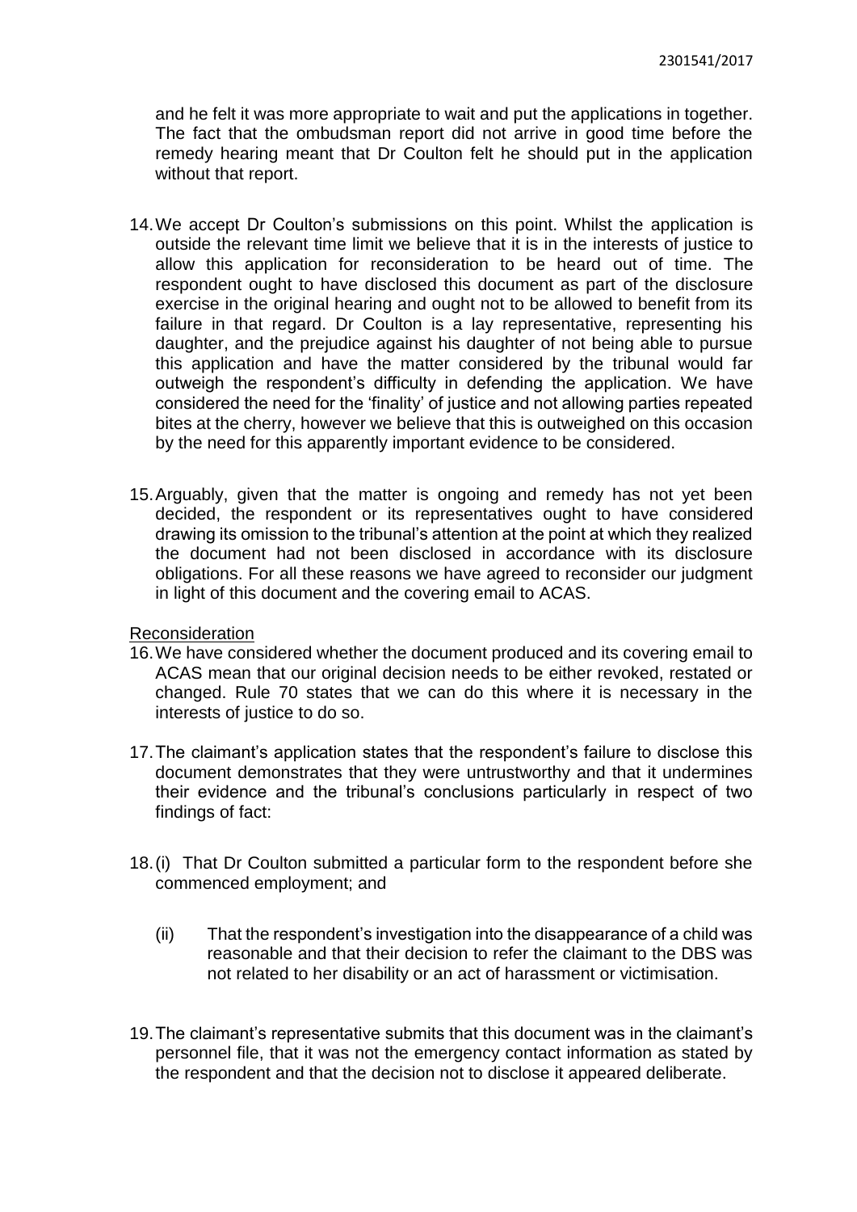and he felt it was more appropriate to wait and put the applications in together. The fact that the ombudsman report did not arrive in good time before the remedy hearing meant that Dr Coulton felt he should put in the application without that report.

14. We accept Dr Coulton's submissions on this point. Whilst the application is outside the relevant time limit we believe that it is in the interests of justice to allow this application for reconsideration to be heard out of time. The respondent ought to have disclosed this document as part of the disclosure exercise in the original hearing and ought not to be allowed to benefit from its failure in that regard. Dr Coulton is a lay representative, representing his daughter, and the prejudice against his daughter of not being able to pursue this application and have the matter considered by the tribunal would far outweigh the respondent's difficulty in defending the application. We have considered the need for the 'finality' of justice and not allowing parties repeated bites at the cherry, however we believe that this is outweighed on this occasion by the need for this apparently important evidence to be considered.

15. Arguably, given that the matter is ongoing and remedy has not yet been decided, the respondent or its representatives ought to have considered drawing its omission to the tribunal's attention at the point at which they realized the document had not been disclosed in accordance with its disclosure obligations. For all these reasons we have agreed to reconsider our judgment in light of this document and the covering email to ACAS.

<u>Reconsideration</u>

16. We have considered whether the document produced and its covering email to ACAS mean that our original decision needs to be either revoked, restated or changed. Rule 70 states that we can do this where it is necessary in the interests of justice to do so.

17. The claimant's application states that the respondent's failure to disclose this document demonstrates that they were untrustworthy and that it undermines their evidence and the tribunal's conclusions particularly in respect of two findings of fact:

18. (i) That Dr Coulton submitted a particular form to the respondent before she commenced employment; and

    (ii) That the respondent's investigation into the disappearance of a child was reasonable and that their decision to refer the claimant to the DBS was not related to her disability or an act of harassment or victimisation.

19. The claimant's representative submits that this document was in the claimant's personnel file, that it was not the emergency contact information as stated by the respondent and that the decision not to disclose it appeared deliberate.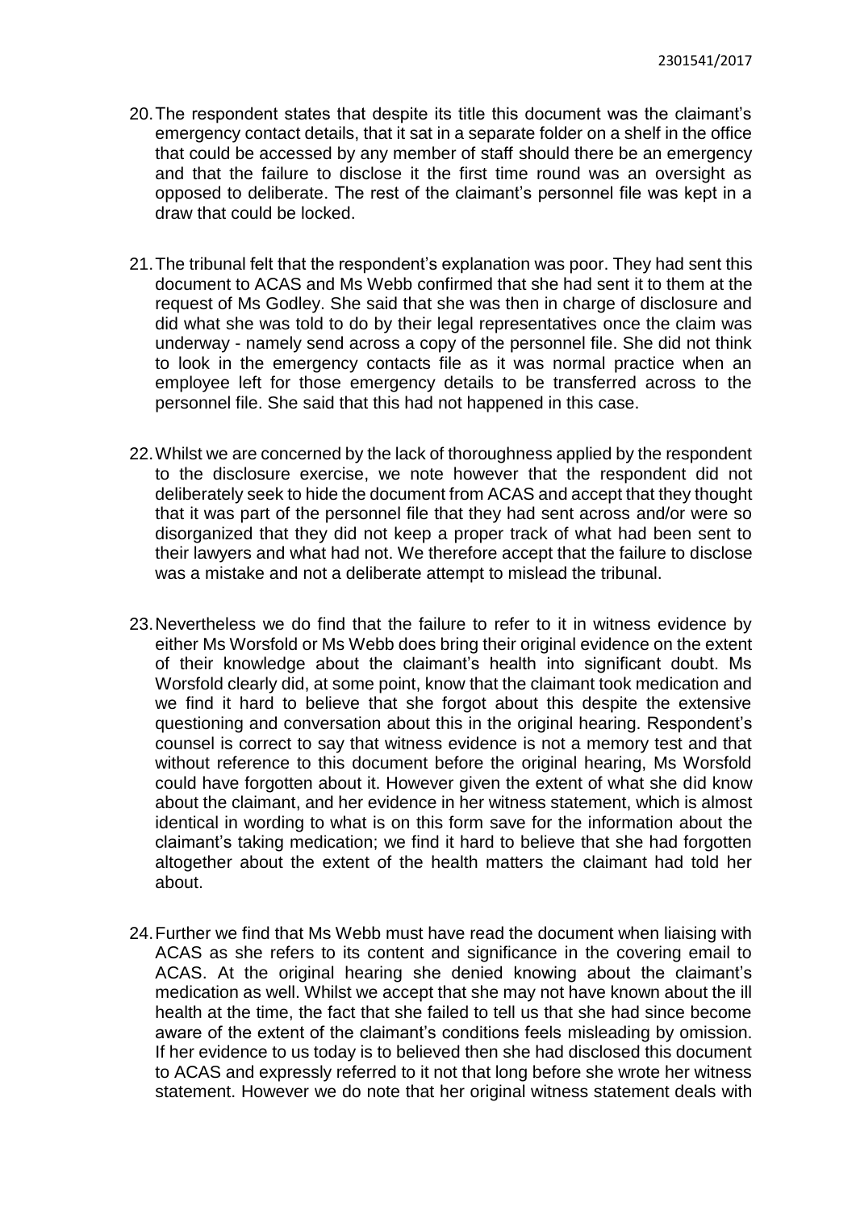20. The respondent states that despite its title this document was the claimant's emergency contact details, that it sat in a separate folder on a shelf in the office that could be accessed by any member of staff should there be an emergency and that the failure to disclose it the first time round was an oversight as opposed to deliberate. The rest of the claimant's personnel file was kept in a draw that could be locked.

21. The tribunal felt that the respondent's explanation was poor. They had sent this document to ACAS and Ms Webb confirmed that she had sent it to them at the request of Ms Godley. She said that she was then in charge of disclosure and did what she was told to do by their legal representatives once the claim was underway - namely send across a copy of the personnel file. She did not think to look in the emergency contacts file as it was normal practice when an employee left for those emergency details to be transferred across to the personnel file. She said that this had not happened in this case.

22. Whilst we are concerned by the lack of thoroughness applied by the respondent to the disclosure exercise, we note however that the respondent did not deliberately seek to hide the document from ACAS and accept that they thought that it was part of the personnel file that they had sent across and/or were so disorganized that they did not keep a proper track of what had been sent to their lawyers and what had not. We therefore accept that the failure to disclose was a mistake and not a deliberate attempt to mislead the tribunal.

23. Nevertheless we do find that the failure to refer to it in witness evidence by either Ms Worsfold or Ms Webb does bring their original evidence on the extent of their knowledge about the claimant's health into significant doubt. Ms Worsfold clearly did, at some point, know that the claimant took medication and we find it hard to believe that she forgot about this despite the extensive questioning and conversation about this in the original hearing. Respondent's counsel is correct to say that witness evidence is not a memory test and that without reference to this document before the original hearing, Ms Worsfold could have forgotten about it. However given the extent of what she did know about the claimant, and her evidence in her witness statement, which is almost identical in wording to what is on this form save for the information about the claimant's taking medication; we find it hard to believe that she had forgotten altogether about the extent of the health matters the claimant had told her about.

24. Further we find that Ms Webb must have read the document when liaising with ACAS as she refers to its content and significance in the covering email to ACAS. At the original hearing she denied knowing about the claimant's medication as well. Whilst we accept that she may not have known about the ill health at the time, the fact that she failed to tell us that she had since become aware of the extent of the claimant's conditions feels misleading by omission. If her evidence to us today is to believed then she had disclosed this document to ACAS and expressly referred to it not that long before she wrote her witness statement. However we do note that her original witness statement deals with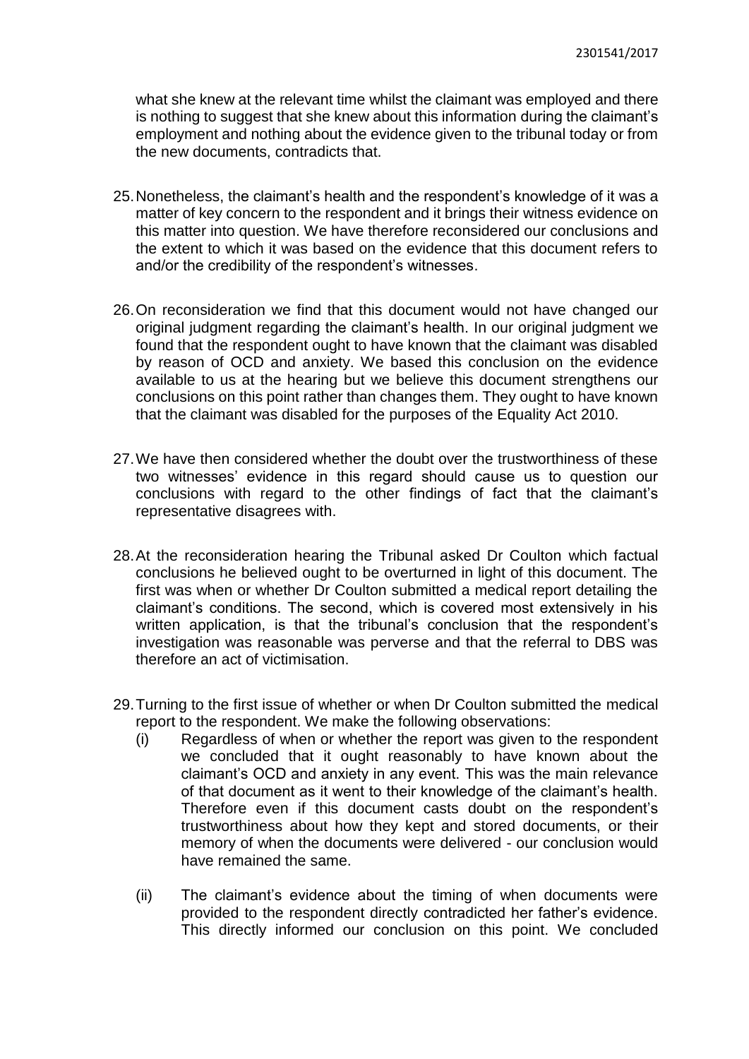what she knew at the relevant time whilst the claimant was employed and there is nothing to suggest that she knew about this information during the claimant's employment and nothing about the evidence given to the tribunal today or from the new documents, contradicts that.

25. Nonetheless, the claimant's health and the respondent's knowledge of it was a matter of key concern to the respondent and it brings their witness evidence on this matter into question. We have therefore reconsidered our conclusions and the extent to which it was based on the evidence that this document refers to and/or the credibility of the respondent's witnesses.

26. On reconsideration we find that this document would not have changed our original judgment regarding the claimant's health. In our original judgment we found that the respondent ought to have known that the claimant was disabled by reason of OCD and anxiety. We based this conclusion on the evidence available to us at the hearing but we believe this document strengthens our conclusions on this point rather than changes them. They ought to have known that the claimant was disabled for the purposes of the Equality Act 2010.

27. We have then considered whether the doubt over the trustworthiness of these two witnesses' evidence in this regard should cause us to question our conclusions with regard to the other findings of fact that the claimant's representative disagrees with.

28. At the reconsideration hearing the Tribunal asked Dr Coulton which factual conclusions he believed ought to be overturned in light of this document. The first was when or whether Dr Coulton submitted a medical report detailing the claimant's conditions. The second, which is covered most extensively in his written application, is that the tribunal's conclusion that the respondent's investigation was reasonable was perverse and that the referral to DBS was therefore an act of victimisation.

29. Turning to the first issue of whether or when Dr Coulton submitted the medical report to the respondent. We make the following observations:
    (i) Regardless of when or whether the report was given to the respondent we concluded that it ought reasonably to have known about the claimant's OCD and anxiety in any event. This was the main relevance of that document as it went to their knowledge of the claimant's health. Therefore even if this document casts doubt on the respondent's trustworthiness about how they kept and stored documents, or their memory of when the documents were delivered - our conclusion would have remained the same.

    (ii) The claimant's evidence about the timing of when documents were provided to the respondent directly contradicted her father's evidence. This directly informed our conclusion on this point. We concluded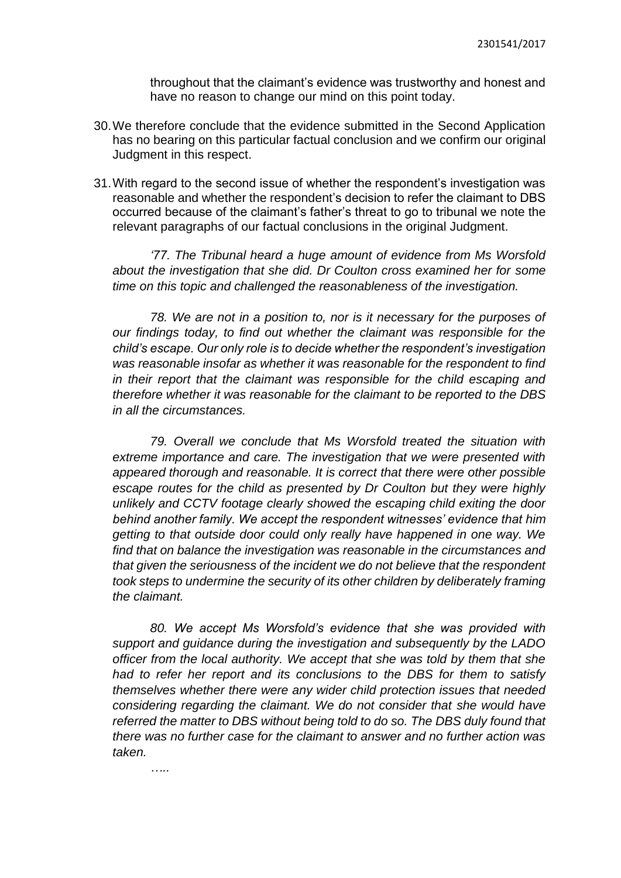throughout that the claimant's evidence was trustworthy and honest and have no reason to change our mind on this point today.

30. We therefore conclude that the evidence submitted in the Second Application has no bearing on this particular factual conclusion and we confirm our original Judgment in this respect.

31. With regard to the second issue of whether the respondent's investigation was reasonable and whether the respondent's decision to refer the claimant to DBS occurred because of the claimant's father's threat to go to tribunal we note the relevant paragraphs of our factual conclusions in the original Judgment.

*'77. The Tribunal heard a huge amount of evidence from Ms Worsfold about the investigation that she did. Dr Coulton cross examined her for some time on this topic and challenged the reasonableness of the investigation.*

*78. We are not in a position to, nor is it necessary for the purposes of our findings today, to find out whether the claimant was responsible for the child's escape. Our only role is to decide whether the respondent's investigation was reasonable insofar as whether it was reasonable for the respondent to find in their report that the claimant was responsible for the child escaping and therefore whether it was reasonable for the claimant to be reported to the DBS in all the circumstances.*

*79. Overall we conclude that Ms Worsfold treated the situation with extreme importance and care. The investigation that we were presented with appeared thorough and reasonable. It is correct that there were other possible escape routes for the child as presented by Dr Coulton but they were highly unlikely and CCTV footage clearly showed the escaping child exiting the door behind another family. We accept the respondent witnesses' evidence that him getting to that outside door could only really have happened in one way. We find that on balance the investigation was reasonable in the circumstances and that given the seriousness of the incident we do not believe that the respondent took steps to undermine the security of its other children by deliberately framing the claimant.*

*80. We accept Ms Worsfold's evidence that she was provided with support and guidance during the investigation and subsequently by the LADO officer from the local authority. We accept that she was told by them that she had to refer her report and its conclusions to the DBS for them to satisfy themselves whether there were any wider child protection issues that needed considering regarding the claimant. We do not consider that she would have referred the matter to DBS without being told to do so. The DBS duly found that there was no further case for the claimant to answer and no further action was taken.*

*…..*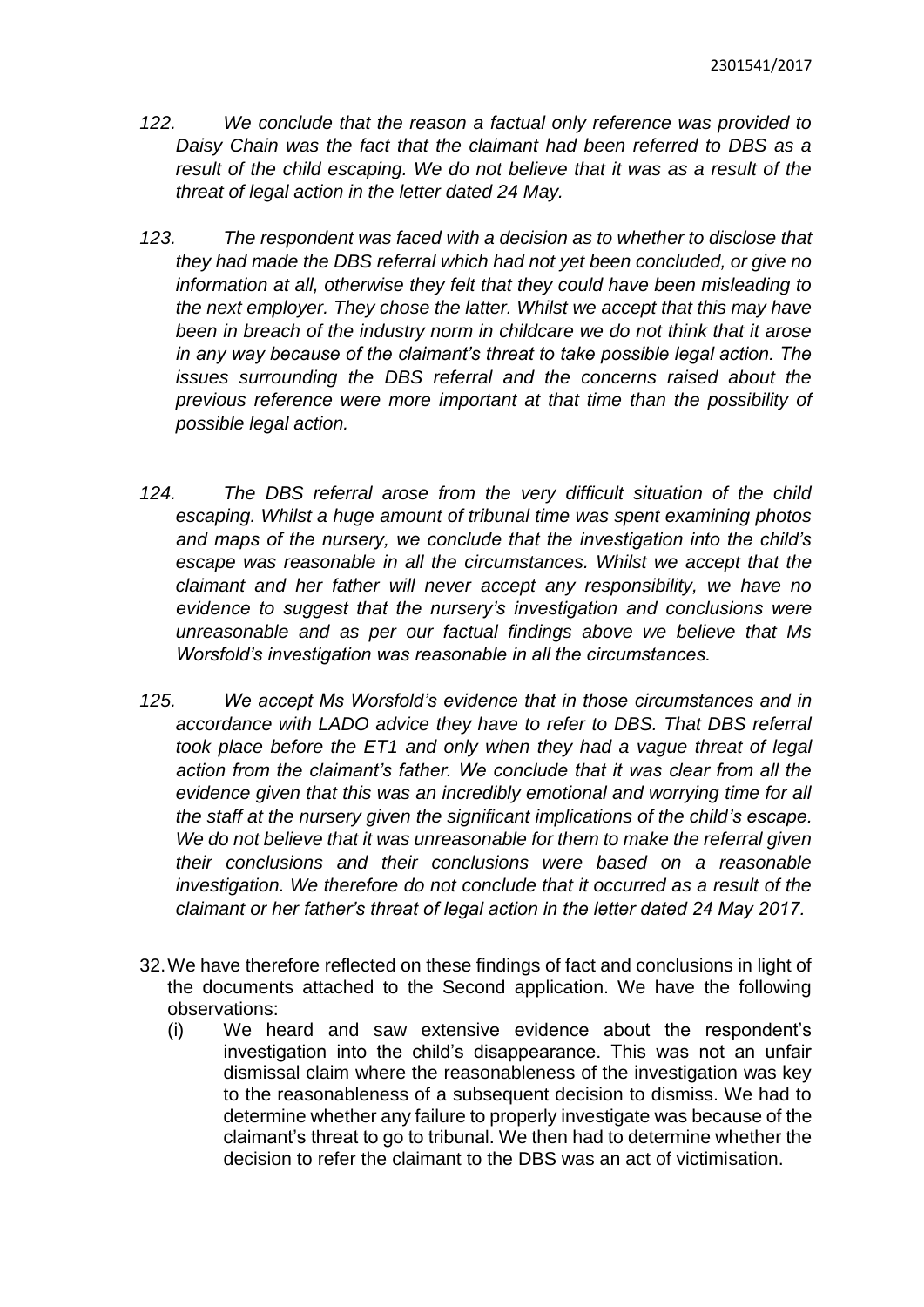*122. We conclude that the reason a factual only reference was provided to Daisy Chain was the fact that the claimant had been referred to DBS as a result of the child escaping. We do not believe that it was as a result of the threat of legal action in the letter dated 24 May.*

*123. The respondent was faced with a decision as to whether to disclose that they had made the DBS referral which had not yet been concluded, or give no information at all, otherwise they felt that they could have been misleading to the next employer. They chose the latter. Whilst we accept that this may have been in breach of the industry norm in childcare we do not think that it arose in any way because of the claimant's threat to take possible legal action. The issues surrounding the DBS referral and the concerns raised about the previous reference were more important at that time than the possibility of possible legal action.*

*124. The DBS referral arose from the very difficult situation of the child escaping. Whilst a huge amount of tribunal time was spent examining photos and maps of the nursery, we conclude that the investigation into the child's escape was reasonable in all the circumstances. Whilst we accept that the claimant and her father will never accept any responsibility, we have no evidence to suggest that the nursery's investigation and conclusions were unreasonable and as per our factual findings above we believe that Ms Worsfold's investigation was reasonable in all the circumstances.*

*125. We accept Ms Worsfold's evidence that in those circumstances and in accordance with LADO advice they have to refer to DBS. That DBS referral took place before the ET1 and only when they had a vague threat of legal action from the claimant's father. We conclude that it was clear from all the evidence given that this was an incredibly emotional and worrying time for all the staff at the nursery given the significant implications of the child's escape. We do not believe that it was unreasonable for them to make the referral given their conclusions and their conclusions were based on a reasonable investigation. We therefore do not conclude that it occurred as a result of the claimant or her father's threat of legal action in the letter dated 24 May 2017.*

32. We have therefore reflected on these findings of fact and conclusions in light of the documents attached to the Second application. We have the following observations:

    (i) We heard and saw extensive evidence about the respondent's investigation into the child's disappearance. This was not an unfair dismissal claim where the reasonableness of the investigation was key to the reasonableness of a subsequent decision to dismiss. We had to determine whether any failure to properly investigate was because of the claimant's threat to go to tribunal. We then had to determine whether the decision to refer the claimant to the DBS was an act of victimisation.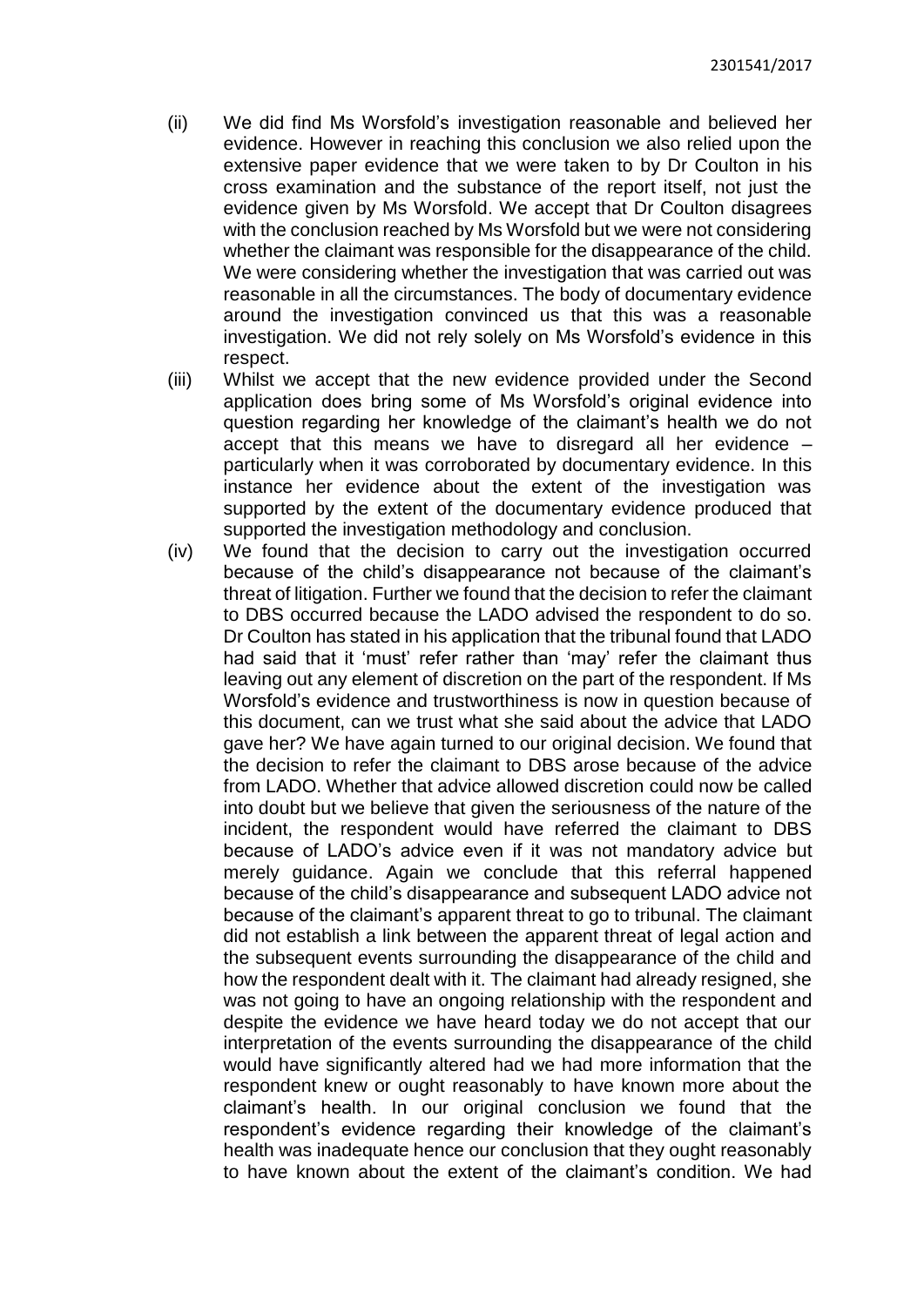(ii) We did find Ms Worsfold's investigation reasonable and believed her evidence. However in reaching this conclusion we also relied upon the extensive paper evidence that we were taken to by Dr Coulton in his cross examination and the substance of the report itself, not just the evidence given by Ms Worsfold. We accept that Dr Coulton disagrees with the conclusion reached by Ms Worsfold but we were not considering whether the claimant was responsible for the disappearance of the child. We were considering whether the investigation that was carried out was reasonable in all the circumstances. The body of documentary evidence around the investigation convinced us that this was a reasonable investigation. We did not rely solely on Ms Worsfold's evidence in this respect.

(iii) Whilst we accept that the new evidence provided under the Second application does bring some of Ms Worsfold's original evidence into question regarding her knowledge of the claimant's health we do not accept that this means we have to disregard all her evidence – particularly when it was corroborated by documentary evidence. In this instance her evidence about the extent of the investigation was supported by the extent of the documentary evidence produced that supported the investigation methodology and conclusion.

(iv) We found that the decision to carry out the investigation occurred because of the child's disappearance not because of the claimant's threat of litigation. Further we found that the decision to refer the claimant to DBS occurred because the LADO advised the respondent to do so. Dr Coulton has stated in his application that the tribunal found that LADO had said that it 'must' refer rather than 'may' refer the claimant thus leaving out any element of discretion on the part of the respondent. If Ms Worsfold's evidence and trustworthiness is now in question because of this document, can we trust what she said about the advice that LADO gave her? We have again turned to our original decision. We found that the decision to refer the claimant to DBS arose because of the advice from LADO. Whether that advice allowed discretion could now be called into doubt but we believe that given the seriousness of the nature of the incident, the respondent would have referred the claimant to DBS because of LADO's advice even if it was not mandatory advice but merely guidance. Again we conclude that this referral happened because of the child's disappearance and subsequent LADO advice not because of the claimant's apparent threat to go to tribunal. The claimant did not establish a link between the apparent threat of legal action and the subsequent events surrounding the disappearance of the child and how the respondent dealt with it. The claimant had already resigned, she was not going to have an ongoing relationship with the respondent and despite the evidence we have heard today we do not accept that our interpretation of the events surrounding the disappearance of the child would have significantly altered had we had more information that the respondent knew or ought reasonably to have known more about the claimant's health. In our original conclusion we found that the respondent's evidence regarding their knowledge of the claimant's health was inadequate hence our conclusion that they ought reasonably to have known about the extent of the claimant's condition. We had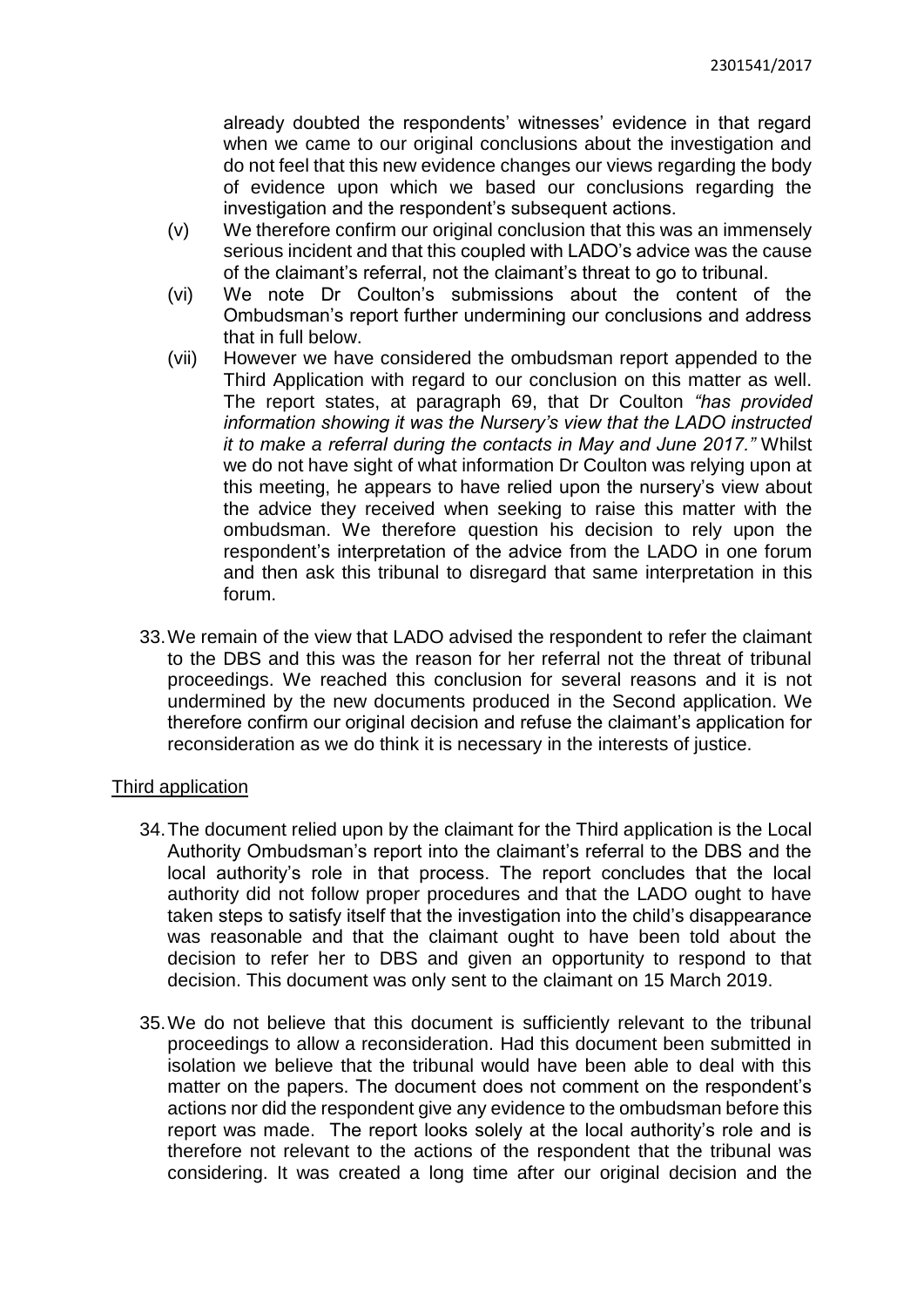already doubted the respondents' witnesses' evidence in that regard when we came to our original conclusions about the investigation and do not feel that this new evidence changes our views regarding the body of evidence upon which we based our conclusions regarding the investigation and the respondent's subsequent actions.

(v) We therefore confirm our original conclusion that this was an immensely serious incident and that this coupled with LADO's advice was the cause of the claimant's referral, not the claimant's threat to go to tribunal.

(vi) We note Dr Coulton's submissions about the content of the Ombudsman's report further undermining our conclusions and address that in full below.

(vii) However we have considered the ombudsman report appended to the Third Application with regard to our conclusion on this matter as well. The report states, at paragraph 69, that Dr Coulton *"has provided information showing it was the Nursery's view that the LADO instructed it to make a referral during the contacts in May and June 2017."* Whilst we do not have sight of what information Dr Coulton was relying upon at this meeting, he appears to have relied upon the nursery's view about the advice they received when seeking to raise this matter with the ombudsman. We therefore question his decision to rely upon the respondent's interpretation of the advice from the LADO in one forum and then ask this tribunal to disregard that same interpretation in this forum.

33. We remain of the view that LADO advised the respondent to refer the claimant to the DBS and this was the reason for her referral not the threat of tribunal proceedings. We reached this conclusion for several reasons and it is not undermined by the new documents produced in the Second application. We therefore confirm our original decision and refuse the claimant's application for reconsideration as we do think it is necessary in the interests of justice.

Third application

34. The document relied upon by the claimant for the Third application is the Local Authority Ombudsman's report into the claimant's referral to the DBS and the local authority's role in that process. The report concludes that the local authority did not follow proper procedures and that the LADO ought to have taken steps to satisfy itself that the investigation into the child's disappearance was reasonable and that the claimant ought to have been told about the decision to refer her to DBS and given an opportunity to respond to that decision. This document was only sent to the claimant on 15 March 2019.

35. We do not believe that this document is sufficiently relevant to the tribunal proceedings to allow a reconsideration. Had this document been submitted in isolation we believe that the tribunal would have been able to deal with this matter on the papers. The document does not comment on the respondent's actions nor did the respondent give any evidence to the ombudsman before this report was made. The report looks solely at the local authority's role and is therefore not relevant to the actions of the respondent that the tribunal was considering. It was created a long time after our original decision and the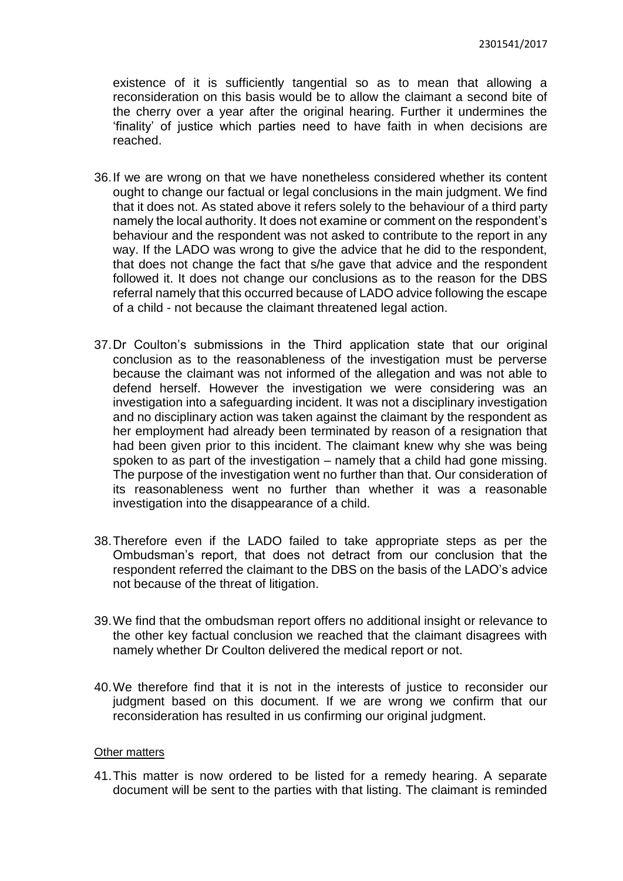existence of it is sufficiently tangential so as to mean that allowing a reconsideration on this basis would be to allow the claimant a second bite of the cherry over a year after the original hearing. Further it undermines the 'finality' of justice which parties need to have faith in when decisions are reached.

36. If we are wrong on that we have nonetheless considered whether its content ought to change our factual or legal conclusions in the main judgment. We find that it does not. As stated above it refers solely to the behaviour of a third party namely the local authority. It does not examine or comment on the respondent's behaviour and the respondent was not asked to contribute to the report in any way. If the LADO was wrong to give the advice that he did to the respondent, that does not change the fact that s/he gave that advice and the respondent followed it. It does not change our conclusions as to the reason for the DBS referral namely that this occurred because of LADO advice following the escape of a child - not because the claimant threatened legal action.

37. Dr Coulton's submissions in the Third application state that our original conclusion as to the reasonableness of the investigation must be perverse because the claimant was not informed of the allegation and was not able to defend herself. However the investigation we were considering was an investigation into a safeguarding incident. It was not a disciplinary investigation and no disciplinary action was taken against the claimant by the respondent as her employment had already been terminated by reason of a resignation that had been given prior to this incident. The claimant knew why she was being spoken to as part of the investigation – namely that a child had gone missing. The purpose of the investigation went no further than that. Our consideration of its reasonableness went no further than whether it was a reasonable investigation into the disappearance of a child.

38. Therefore even if the LADO failed to take appropriate steps as per the Ombudsman's report, that does not detract from our conclusion that the respondent referred the claimant to the DBS on the basis of the LADO's advice not because of the threat of litigation.

39. We find that the ombudsman report offers no additional insight or relevance to the other key factual conclusion we reached that the claimant disagrees with namely whether Dr Coulton delivered the medical report or not.

40. We therefore find that it is not in the interests of justice to reconsider our judgment based on this document. If we are wrong we confirm that our reconsideration has resulted in us confirming our original judgment.

Other matters

41. This matter is now ordered to be listed for a remedy hearing. A separate document will be sent to the parties with that listing. The claimant is reminded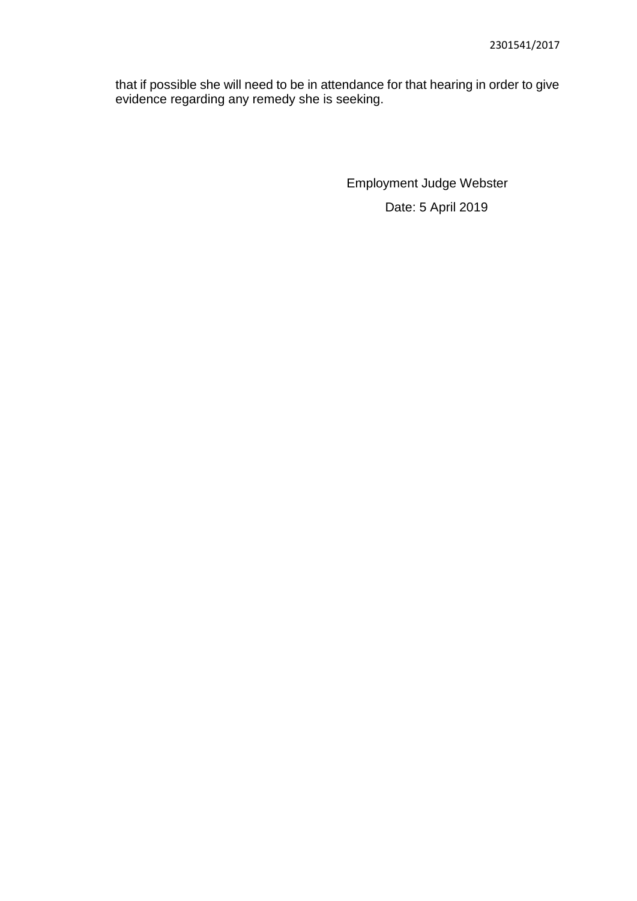that if possible she will need to be in attendance for that hearing in order to give evidence regarding any remedy she is seeking.

Employment Judge Webster

Date: 5 April 2019